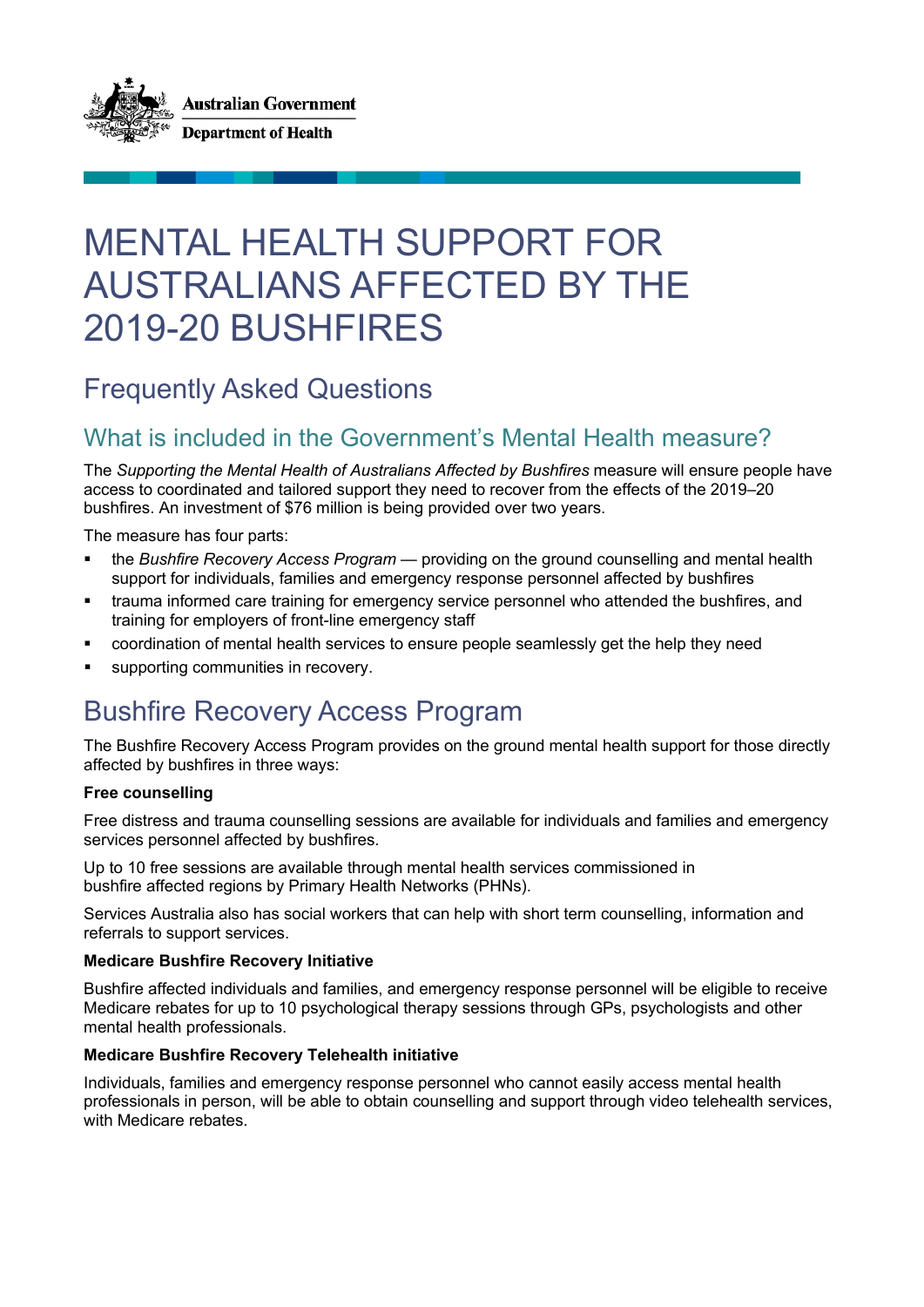Australian Government

Department of Health

# MENTAL HEALTH SUPPORT FOR AUSTRALIANS AFFECTED BY THE 2019-20 BUSHFIRES

## Frequently Asked Questions

## What is included in the Government's Mental Health measure?

The *Supporting the Mental Health of Australians Affected by Bushfires* measure will ensure people have access to coordinated and tailored support they need to recover from the effects of the 2019–20 bushfires. An investment of $76 million is being provided over two years.

The measure has four parts:

- the *Bushfire Recovery Access Program* — providing on the ground counselling and mental health support for individuals, families and emergency response personnel affected by bushfires
- trauma informed care training for emergency service personnel who attended the bushfires, and training for employers of front-line emergency staff
- coordination of mental health services to ensure people seamlessly get the help they need
- supporting communities in recovery.

## Bushfire Recovery Access Program

The Bushfire Recovery Access Program provides on the ground mental health support for those directly affected by bushfires in three ways:

**Free counselling**

Free distress and trauma counselling sessions are available for individuals and families and emergency services personnel affected by bushfires.

Up to 10 free sessions are available through mental health services commissioned in bushfire affected regions by Primary Health Networks (PHNs).

Services Australia also has social workers that can help with short term counselling, information and referrals to support services.

**Medicare Bushfire Recovery Initiative**

Bushfire affected individuals and families, and emergency response personnel will be eligible to receive Medicare rebates for up to 10 psychological therapy sessions through GPs, psychologists and other mental health professionals.

**Medicare Bushfire Recovery Telehealth initiative**

Individuals, families and emergency response personnel who cannot easily access mental health professionals in person, will be able to obtain counselling and support through video telehealth services, with Medicare rebates.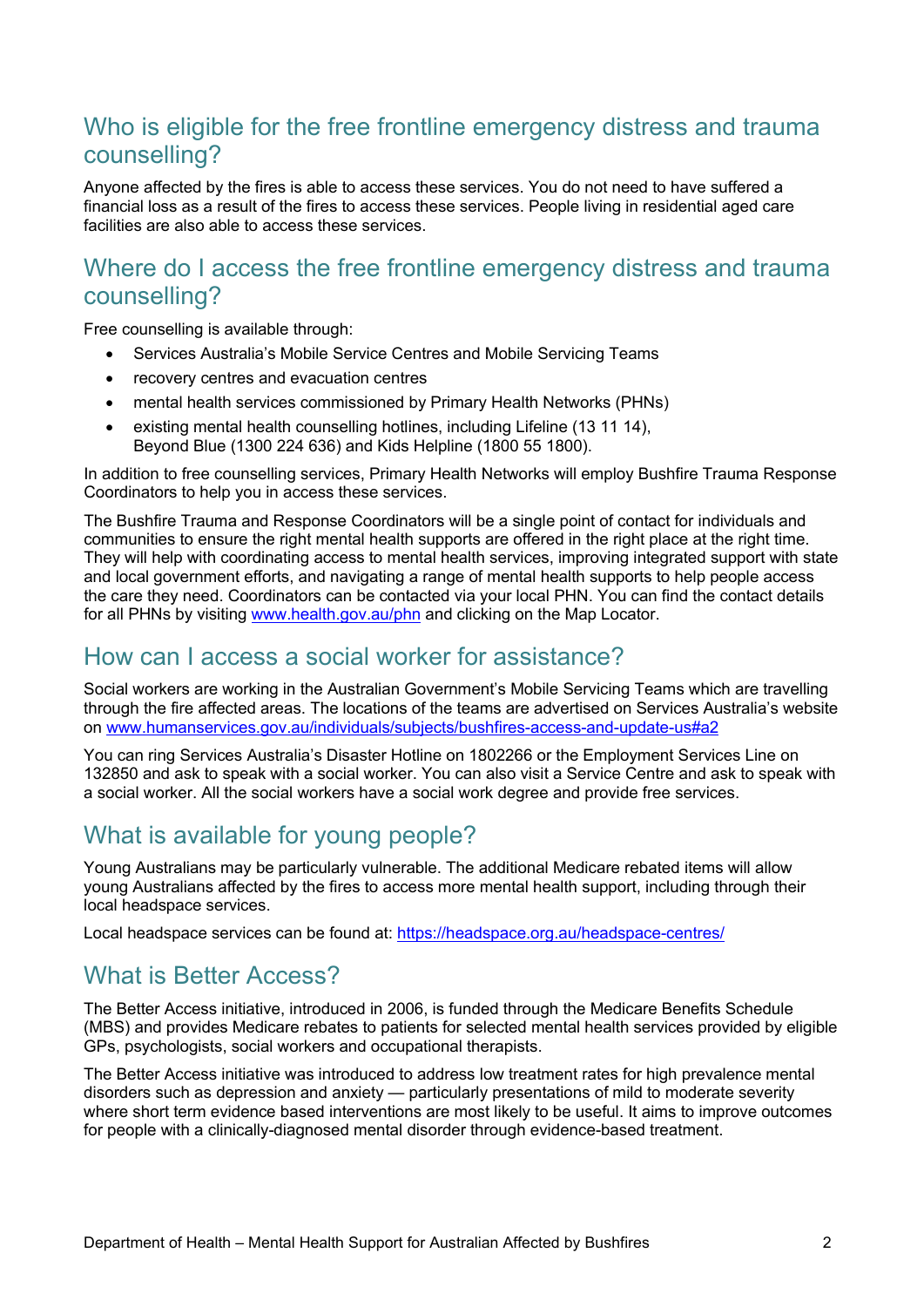## Who is eligible for the free frontline emergency distress and trauma counselling?

Anyone affected by the fires is able to access these services. You do not need to have suffered a financial loss as a result of the fires to access these services. People living in residential aged care facilities are also able to access these services.

## Where do I access the free frontline emergency distress and trauma counselling?

Free counselling is available through:

- Services Australia's Mobile Service Centres and Mobile Servicing Teams
- recovery centres and evacuation centres
- mental health services commissioned by Primary Health Networks (PHNs)
- existing mental health counselling hotlines, including Lifeline (13 11 14), Beyond Blue (1300 224 636) and Kids Helpline (1800 55 1800).

In addition to free counselling services, Primary Health Networks will employ Bushfire Trauma Response Coordinators to help you in access these services.

The Bushfire Trauma and Response Coordinators will be a single point of contact for individuals and communities to ensure the right mental health supports are offered in the right place at the right time. They will help with coordinating access to mental health services, improving integrated support with state and local government efforts, and navigating a range of mental health supports to help people access the care they need. Coordinators can be contacted via your local PHN. You can find the contact details for all PHNs by visiting [www.health.gov.au/phn](www.health.gov.au/phn) and clicking on the Map Locator.

## How can I access a social worker for assistance?

Social workers are working in the Australian Government's Mobile Servicing Teams which are travelling through the fire affected areas. The locations of the teams are advertised on Services Australia's website on [www.humanservices.gov.au/individuals/subjects/bushfires-access-and-update-us#a2](www.humanservices.gov.au/individuals/subjects/bushfires-access-and-update-us#a2)

You can ring Services Australia's Disaster Hotline on 1802266 or the Employment Services Line on 132850 and ask to speak with a social worker. You can also visit a Service Centre and ask to speak with a social worker. All the social workers have a social work degree and provide free services.

## What is available for young people?

Young Australians may be particularly vulnerable. The additional Medicare rebated items will allow young Australians affected by the fires to access more mental health support, including through their local headspace services.

Local headspace services can be found at: [https://headspace.org.au/headspace-centres/](https://headspace.org.au/headspace-centres/)

## What is Better Access?

The Better Access initiative, introduced in 2006, is funded through the Medicare Benefits Schedule (MBS) and provides Medicare rebates to patients for selected mental health services provided by eligible GPs, psychologists, social workers and occupational therapists.

The Better Access initiative was introduced to address low treatment rates for high prevalence mental disorders such as depression and anxiety — particularly presentations of mild to moderate severity where short term evidence based interventions are most likely to be useful. It aims to improve outcomes for people with a clinically-diagnosed mental disorder through evidence-based treatment.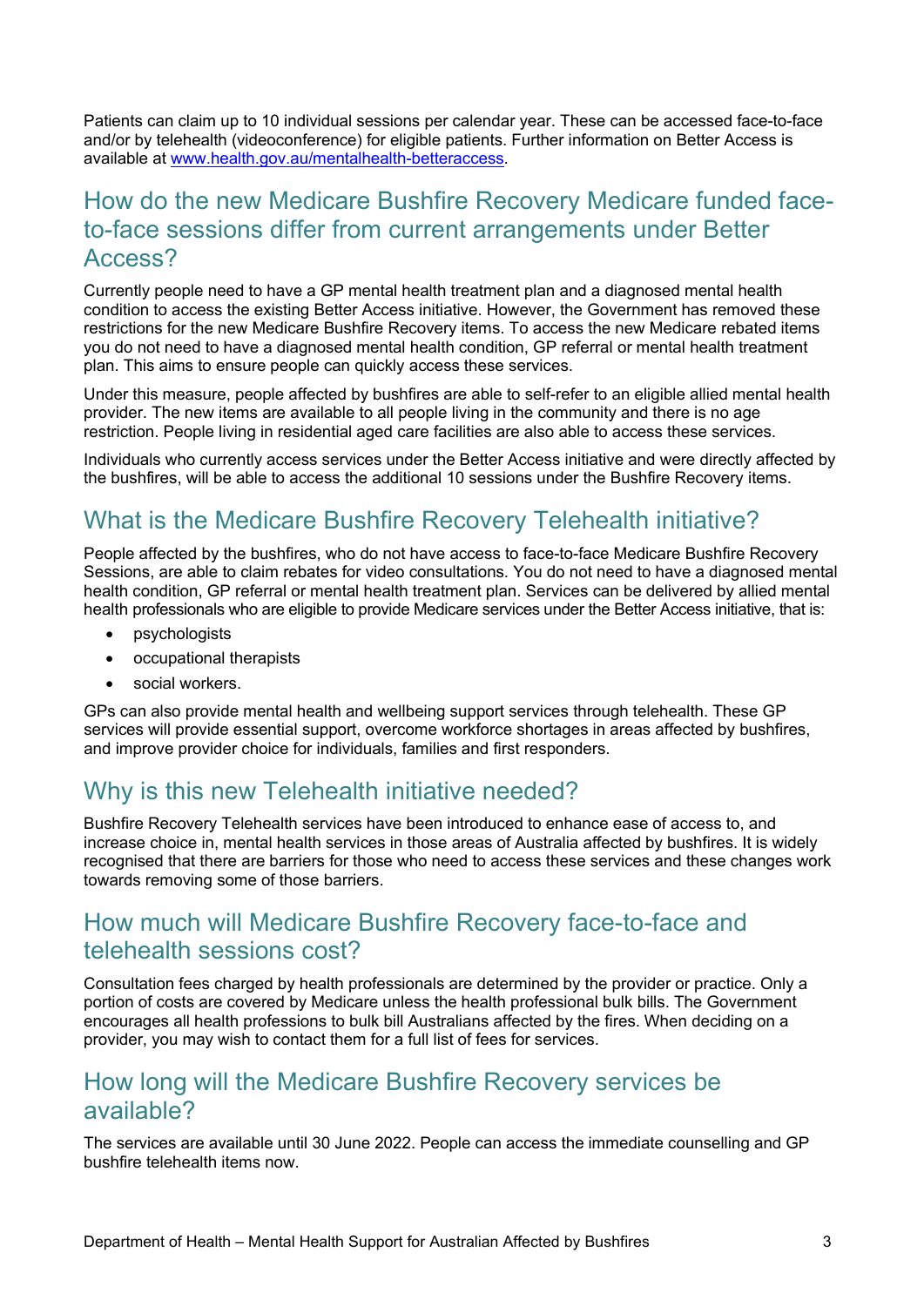Patients can claim up to 10 individual sessions per calendar year. These can be accessed face-to-face and/or by telehealth (videoconference) for eligible patients. Further information on Better Access is available at [www.health.gov.au/mentalhealth-betteraccess](http://www.health.gov.au/mentalhealth-betteraccess).

## How do the new Medicare Bushfire Recovery Medicare funded face-to-face sessions differ from current arrangements under Better Access?

Currently people need to have a GP mental health treatment plan and a diagnosed mental health condition to access the existing Better Access initiative. However, the Government has removed these restrictions for the new Medicare Bushfire Recovery items. To access the new Medicare rebated items you do not need to have a diagnosed mental health condition, GP referral or mental health treatment plan. This aims to ensure people can quickly access these services.

Under this measure, people affected by bushfires are able to self-refer to an eligible allied mental health provider. The new items are available to all people living in the community and there is no age restriction. People living in residential aged care facilities are also able to access these services.

Individuals who currently access services under the Better Access initiative and were directly affected by the bushfires, will be able to access the additional 10 sessions under the Bushfire Recovery items.

## What is the Medicare Bushfire Recovery Telehealth initiative?

People affected by the bushfires, who do not have access to face-to-face Medicare Bushfire Recovery Sessions, are able to claim rebates for video consultations. You do not need to have a diagnosed mental health condition, GP referral or mental health treatment plan. Services can be delivered by allied mental health professionals who are eligible to provide Medicare services under the Better Access initiative, that is:

- psychologists
- occupational therapists
- social workers.

GPs can also provide mental health and wellbeing support services through telehealth. These GP services will provide essential support, overcome workforce shortages in areas affected by bushfires, and improve provider choice for individuals, families and first responders.

## Why is this new Telehealth initiative needed?

Bushfire Recovery Telehealth services have been introduced to enhance ease of access to, and increase choice in, mental health services in those areas of Australia affected by bushfires. It is widely recognised that there are barriers for those who need to access these services and these changes work towards removing some of those barriers.

## How much will Medicare Bushfire Recovery face-to-face and telehealth sessions cost?

Consultation fees charged by health professionals are determined by the provider or practice. Only a portion of costs are covered by Medicare unless the health professional bulk bills. The Government encourages all health professions to bulk bill Australians affected by the fires. When deciding on a provider, you may wish to contact them for a full list of fees for services.

## How long will the Medicare Bushfire Recovery services be available?

The services are available until 30 June 2022. People can access the immediate counselling and GP bushfire telehealth items now.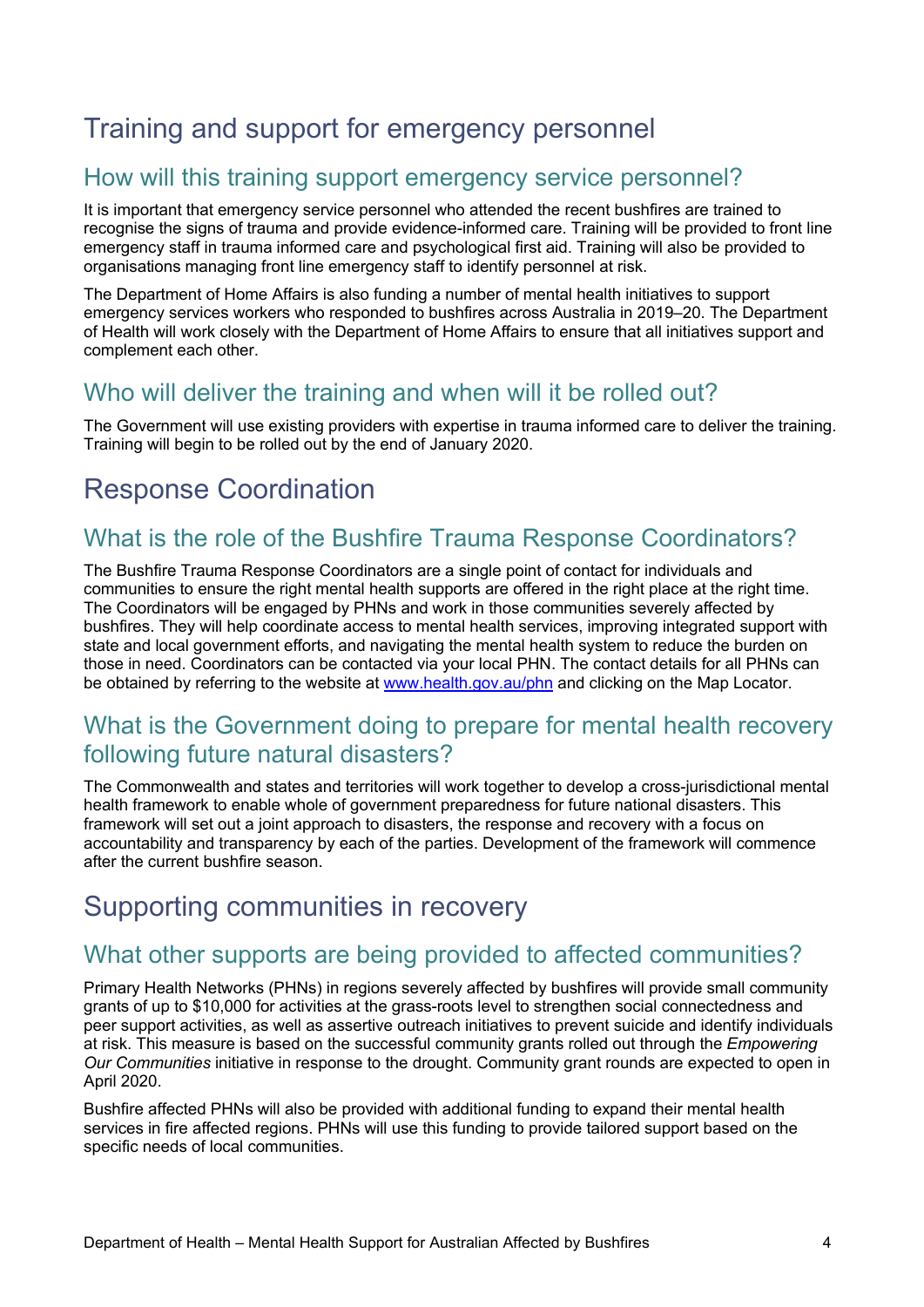# Training and support for emergency personnel

## How will this training support emergency service personnel?

It is important that emergency service personnel who attended the recent bushfires are trained to recognise the signs of trauma and provide evidence-informed care. Training will be provided to front line emergency staff in trauma informed care and psychological first aid. Training will also be provided to organisations managing front line emergency staff to identify personnel at risk.

The Department of Home Affairs is also funding a number of mental health initiatives to support emergency services workers who responded to bushfires across Australia in 2019–20. The Department of Health will work closely with the Department of Home Affairs to ensure that all initiatives support and complement each other.

## Who will deliver the training and when will it be rolled out?

The Government will use existing providers with expertise in trauma informed care to deliver the training. Training will begin to be rolled out by the end of January 2020.

# Response Coordination

## What is the role of the Bushfire Trauma Response Coordinators?

The Bushfire Trauma Response Coordinators are a single point of contact for individuals and communities to ensure the right mental health supports are offered in the right place at the right time. The Coordinators will be engaged by PHNs and work in those communities severely affected by bushfires. They will help coordinate access to mental health services, improving integrated support with state and local government efforts, and navigating the mental health system to reduce the burden on those in need. Coordinators can be contacted via your local PHN. The contact details for all PHNs can be obtained by referring to the website at [www.health.gov.au/phn](www.health.gov.au/phn) and clicking on the Map Locator.

## What is the Government doing to prepare for mental health recovery following future natural disasters?

The Commonwealth and states and territories will work together to develop a cross-jurisdictional mental health framework to enable whole of government preparedness for future national disasters. This framework will set out a joint approach to disasters, the response and recovery with a focus on accountability and transparency by each of the parties. Development of the framework will commence after the current bushfire season.

# Supporting communities in recovery

## What other supports are being provided to affected communities?

Primary Health Networks (PHNs) in regions severely affected by bushfires will provide small community grants of up to $10,000 for activities at the grass-roots level to strengthen social connectedness and peer support activities, as well as assertive outreach initiatives to prevent suicide and identify individuals at risk. This measure is based on the successful community grants rolled out through the *Empowering Our Communities* initiative in response to the drought. Community grant rounds are expected to open in April 2020.

Bushfire affected PHNs will also be provided with additional funding to expand their mental health services in fire affected regions. PHNs will use this funding to provide tailored support based on the specific needs of local communities.